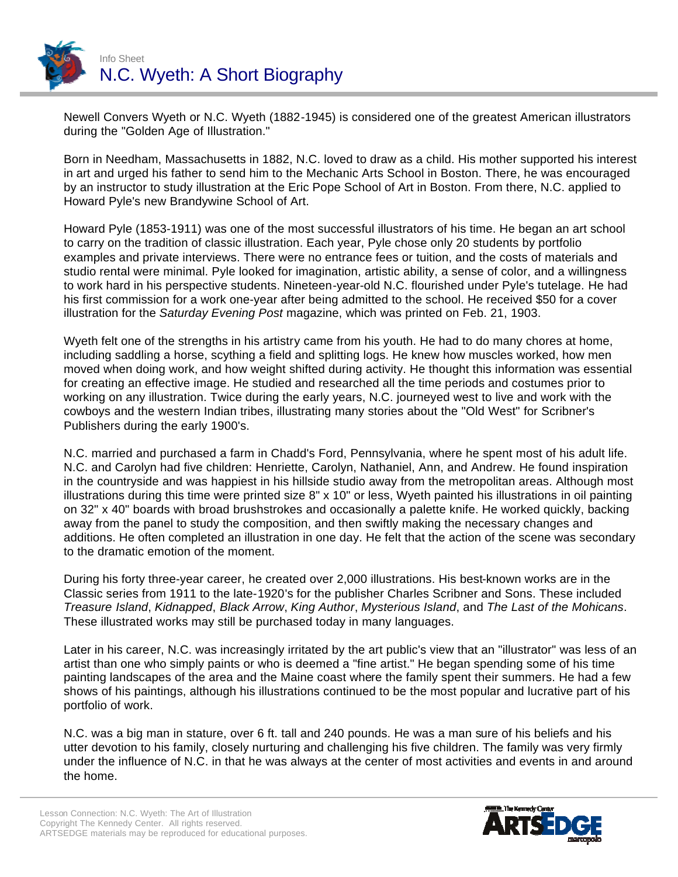Info Sheet

# N.C. Wyeth: A Short Biography

Newell Convers Wyeth or N.C. Wyeth (1882-1945) is considered one of the greatest American illustrators during the "Golden Age of Illustration."

Born in Needham, Massachusetts in 1882, N.C. loved to draw as a child. His mother supported his interest in art and urged his father to send him to the Mechanic Arts School in Boston. There, he was encouraged by an instructor to study illustration at the Eric Pope School of Art in Boston. From there, N.C. applied to Howard Pyle's new Brandywine School of Art.

Howard Pyle (1853-1911) was one of the most successful illustrators of his time. He began an art school to carry on the tradition of classic illustration. Each year, Pyle chose only 20 students by portfolio examples and private interviews. There were no entrance fees or tuition, and the costs of materials and studio rental were minimal. Pyle looked for imagination, artistic ability, a sense of color, and a willingness to work hard in his perspective students. Nineteen-year-old N.C. flourished under Pyle's tutelage. He had his first commission for a work one-year after being admitted to the school. He received $50 for a cover illustration for the *Saturday Evening Post* magazine, which was printed on Feb. 21, 1903.

Wyeth felt one of the strengths in his artistry came from his youth. He had to do many chores at home, including saddling a horse, scything a field and splitting logs. He knew how muscles worked, how men moved when doing work, and how weight shifted during activity. He thought this information was essential for creating an effective image. He studied and researched all the time periods and costumes prior to working on any illustration. Twice during the early years, N.C. journeyed west to live and work with the cowboys and the western Indian tribes, illustrating many stories about the "Old West" for Scribner's Publishers during the early 1900's.

N.C. married and purchased a farm in Chadd's Ford, Pennsylvania, where he spent most of his adult life. N.C. and Carolyn had five children: Henriette, Carolyn, Nathaniel, Ann, and Andrew. He found inspiration in the countryside and was happiest in his hillside studio away from the metropolitan areas. Although most illustrations during this time were printed size 8" x 10" or less, Wyeth painted his illustrations in oil painting on 32" x 40" boards with broad brushstrokes and occasionally a palette knife. He worked quickly, backing away from the panel to study the composition, and then swiftly making the necessary changes and additions. He often completed an illustration in one day. He felt that the action of the scene was secondary to the dramatic emotion of the moment.

During his forty three-year career, he created over 2,000 illustrations. His best-known works are in the Classic series from 1911 to the late-1920's for the publisher Charles Scribner and Sons. These included *Treasure Island*, *Kidnapped*, *Black Arrow*, *King Author*, *Mysterious Island*, and *The Last of the Mohicans*. These illustrated works may still be purchased today in many languages.

Later in his career, N.C. was increasingly irritated by the art public's view that an "illustrator" was less of an artist than one who simply paints or who is deemed a "fine artist." He began spending some of his time painting landscapes of the area and the Maine coast where the family spent their summers. He had a few shows of his paintings, although his illustrations continued to be the most popular and lucrative part of his portfolio of work.

N.C. was a big man in stature, over 6 ft. tall and 240 pounds. He was a man sure of his beliefs and his utter devotion to his family, closely nurturing and challenging his five children. The family was very firmly under the influence of N.C. in that he was always at the center of most activities and events in and around the home.

Lesson Connection: N.C. Wyeth: The Art of Illustration
Copyright The Kennedy Center. All rights reserved.
ARTSEDGE materials may be reproduced for educational purposes.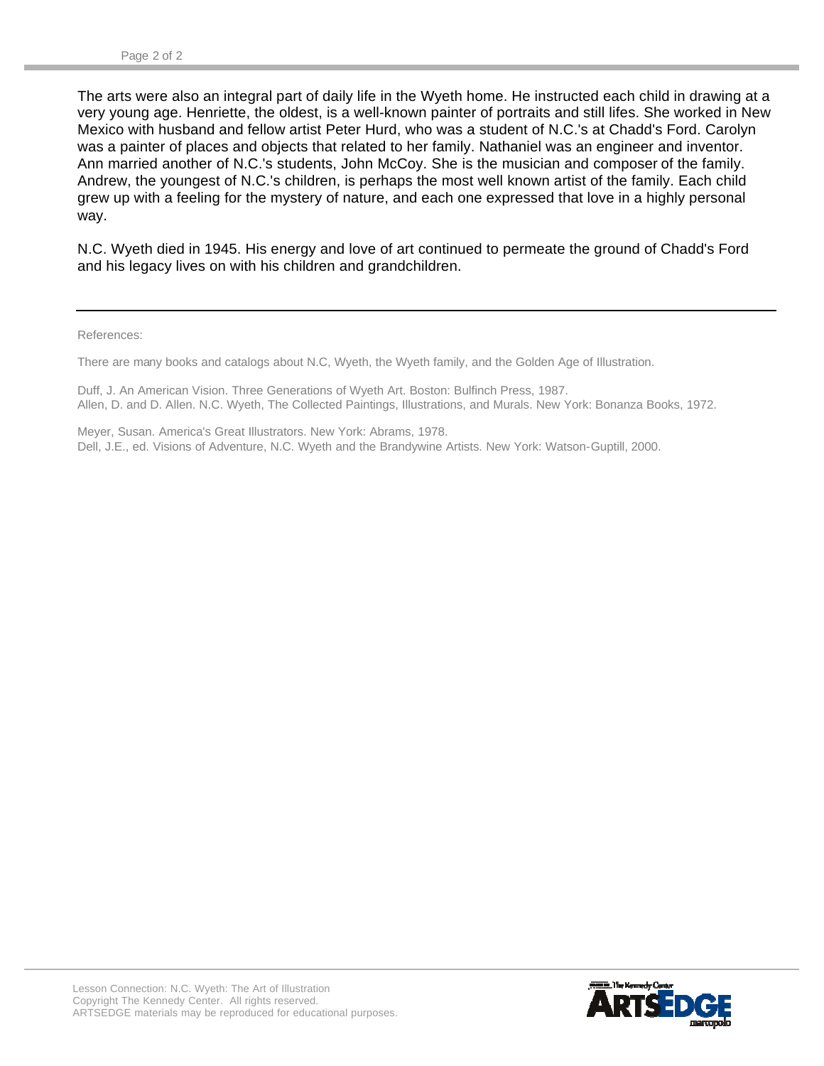The arts were also an integral part of daily life in the Wyeth home. He instructed each child in drawing at a very young age. Henriette, the oldest, is a well-known painter of portraits and still lifes. She worked in New Mexico with husband and fellow artist Peter Hurd, who was a student of N.C.'s at Chadd's Ford. Carolyn was a painter of places and objects that related to her family. Nathaniel was an engineer and inventor. Ann married another of N.C.'s students, John McCoy. She is the musician and composer of the family. Andrew, the youngest of N.C.'s children, is perhaps the most well known artist of the family. Each child grew up with a feeling for the mystery of nature, and each one expressed that love in a highly personal way.

N.C. Wyeth died in 1945. His energy and love of art continued to permeate the ground of Chadd's Ford and his legacy lives on with his children and grandchildren.

---

References:

There are many books and catalogs about N.C, Wyeth, the Wyeth family, and the Golden Age of Illustration.

Duff, J. An American Vision. Three Generations of Wyeth Art. Boston: Bulfinch Press, 1987.
Allen, D. and D. Allen. N.C. Wyeth, The Collected Paintings, Illustrations, and Murals. New York: Bonanza Books, 1972.

Meyer, Susan. America's Great Illustrators. New York: Abrams, 1978.
Dell, J.E., ed. Visions of Adventure, N.C. Wyeth and the Brandywine Artists. New York: Watson-Guptill, 2000.

Lesson Connection: N.C. Wyeth: The Art of Illustration
Copyright The Kennedy Center. All rights reserved.
ARTSEDGE materials may be reproduced for educational purposes.